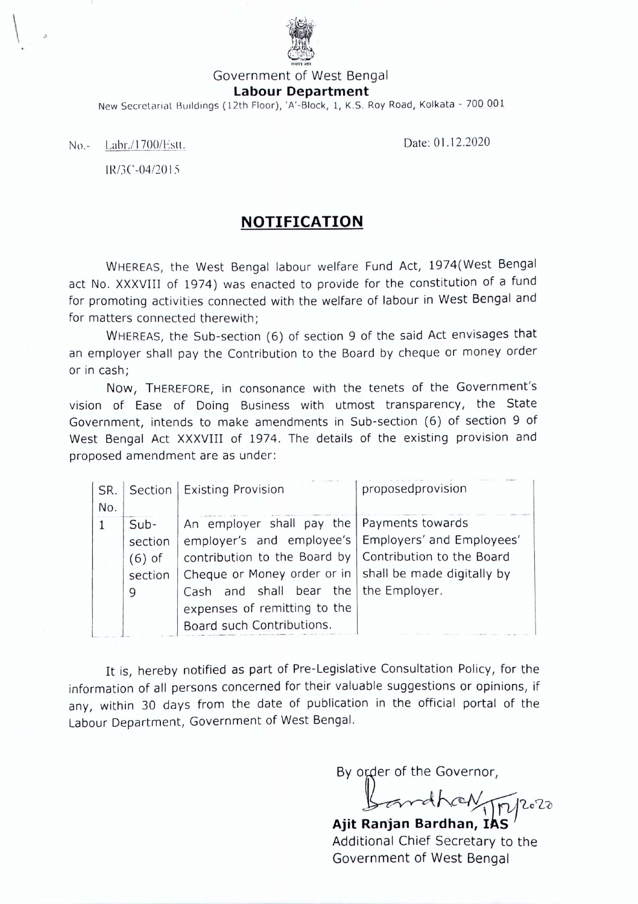Government of West Bengal

**Labour Department**

New Secretariat Buildings (12th Floor), 'A'-Block, 1, K.S. Roy Road, Kolkata - 700 001

No.- Labr./1700/Estt.

IR/3C-04/2015

Date: 01.12.2020

## NOTIFICATION

WHEREAS, the West Bengal labour welfare Fund Act, 1974(West Bengal act No. XXXVIII of 1974) was enacted to provide for the constitution of a fund for promoting activities connected with the welfare of labour in West Bengal and for matters connected therewith;

WHEREAS, the Sub-section (6) of section 9 of the said Act envisages that an employer shall pay the Contribution to the Board by cheque or money order or in cash;

Now, THEREFORE, in consonance with the tenets of the Government's vision of Ease of Doing Business with utmost transparency, the State Government, intends to make amendments in Sub-section (6) of section 9 of West Bengal Act XXXVIII of 1974. The details of the existing provision and proposed amendment are as under:

| SR. No. | Section | Existing Provision | proposedprovision |
|---|---|---|---|
| 1 | Sub-section (6) of section 9 | An employer shall pay the employer's and employee's contribution to the Board by Cheque or Money order or in Cash and shall bear the expenses of remitting to the Board such Contributions. | Payments towards Employers' and Employees' Contribution to the Board shall be made digitally by the Employer. |

It is, hereby notified as part of Pre-Legislative Consultation Policy, for the information of all persons concerned for their valuable suggestions or opinions, if any, within 30 days from the date of publication in the official portal of the Labour Department, Government of West Bengal.

By order of the Governor,

Bardhan 1/12/2020

**Ajit Ranjan Bardhan, IAS**

Additional Chief Secretary to the Government of West Bengal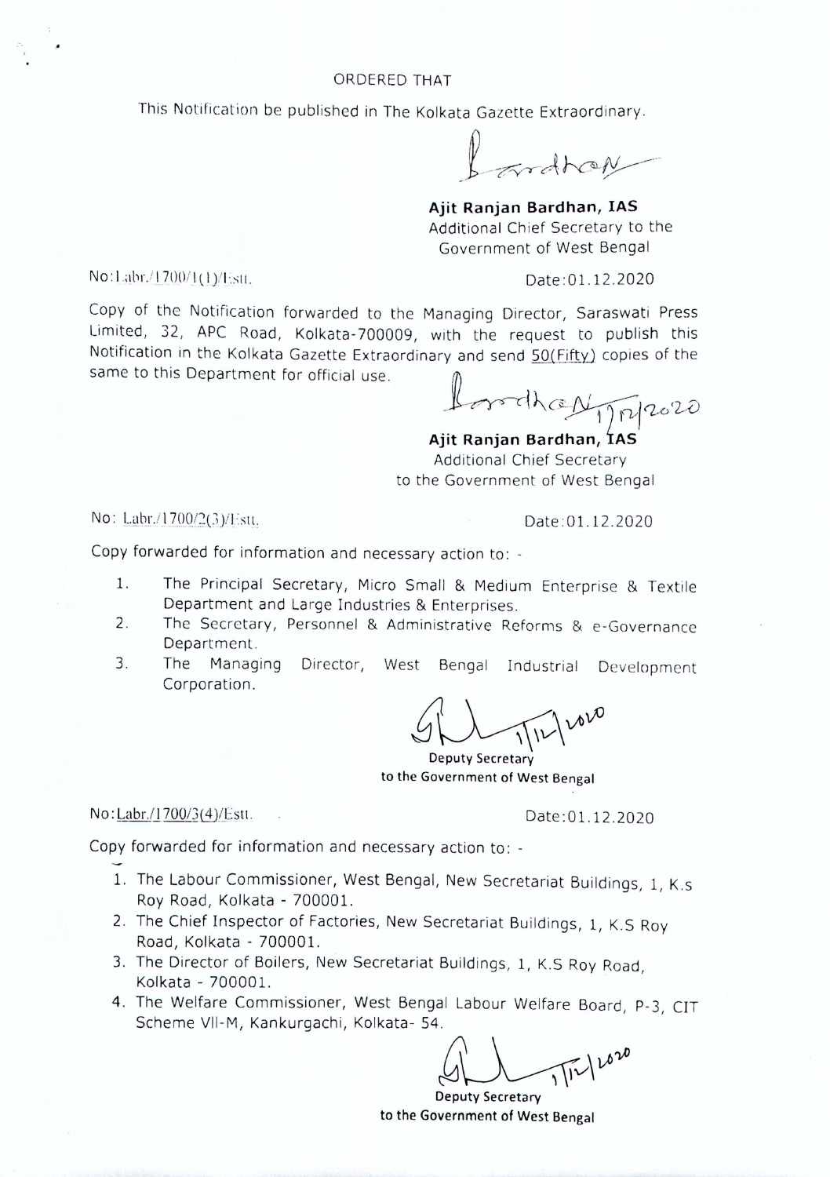ORDERED THAT

This Notification be published in The Kolkata Gazette Extraordinary.

**Ajit Ranjan Bardhan, IAS**
Additional Chief Secretary to the Government of West Bengal

No: Labr./1700/1(1)/Estt. Date: 01.12.2020

Copy of the Notification forwarded to the Managing Director, Saraswati Press Limited, 32, APC Road, Kolkata-700009, with the request to publish this Notification in the Kolkata Gazette Extraordinary and send 50(Fifty) copies of the same to this Department for official use.

1/12/2020

**Ajit Ranjan Bardhan, IAS**
Additional Chief Secretary
to the Government of West Bengal

No: Labr./1700/2(3)/Estt. Date: 01.12.2020

Copy forwarded for information and necessary action to: -

1. The Principal Secretary, Micro Small & Medium Enterprise & Textile Department and Large Industries & Enterprises.
2. The Secretary, Personnel & Administrative Reforms & e-Governance Department.
3. The Managing Director, West Bengal Industrial Development Corporation.

1/12/2020

**Deputy Secretary**
**to the Government of West Bengal**

No: Labr./1700/3(4)/Estt. Date: 01.12.2020

Copy forwarded for information and necessary action to: -

1. The Labour Commissioner, West Bengal, New Secretariat Buildings, 1, K.s Roy Road, Kolkata - 700001.
2. The Chief Inspector of Factories, New Secretariat Buildings, 1, K.S Roy Road, Kolkata - 700001.
3. The Director of Boilers, New Secretariat Buildings, 1, K.S Roy Road, Kolkata - 700001.
4. The Welfare Commissioner, West Bengal Labour Welfare Board, P-3, CIT Scheme VII-M, Kankurgachi, Kolkata- 54.

1/12/2020

**Deputy Secretary**
**to the Government of West Bengal**